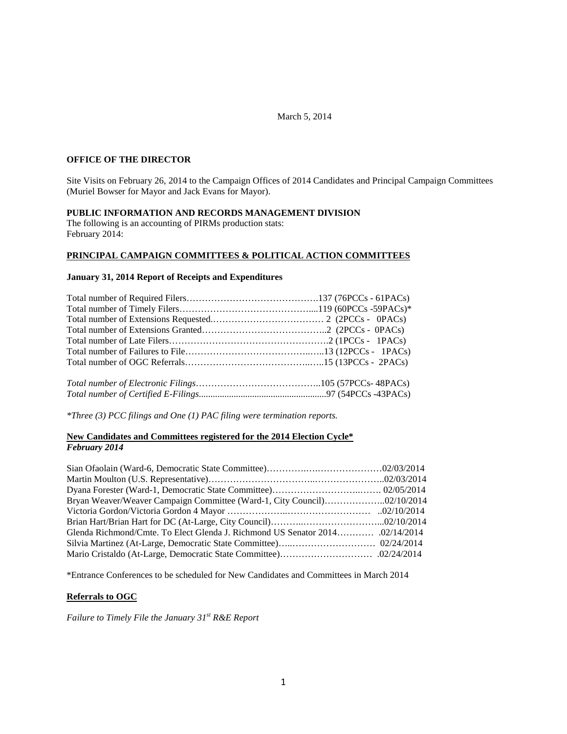March 5, 2014

**OFFICE OF THE DIRECTOR**

Site Visits on February 26, 2014 to the Campaign Offices of 2014 Candidates and Principal Campaign Committees (Muriel Bowser for Mayor and Jack Evans for Mayor).

**PUBLIC INFORMATION AND RECORDS MANAGEMENT DIVISION**
The following is an accounting of PIRMs production stats:
February 2014:

**PRINCIPAL CAMPAIGN COMMITTEES & POLITICAL ACTION COMMITTEES**

**January 31, 2014 Report of Receipts and Expenditures**

Total number of Required Filers……………………………………137 (76PCCs - 61PACs)
Total number of Timely Filers……………………………………....119 (60PCCs -59PACs)*
Total number of Extensions Requested.……………………………… 2 (2PCCs - 0PACs)
Total number of Extensions Granted…………………………………..2 (2PCCs - 0PACs)
Total number of Late Filers…………………………………………….2 (1PCCs - 1PACs)
Total number of Failures to File……………………………………..…..13 (12PCCs - 1PACs)
Total number of OGC Referrals……………………………………..….15 (13PCCs - 2PACs)

*Total number of Electronic Filings*…………………………………..105 (57PCCs- 48PACs)
*Total number of Certified E-Filings*......................................................97 (54PCCs -43PACs)

*\*Three (3) PCC filings and One (1) PAC filing were termination reports.*

**New Candidates and Committees registered for the 2014 Election Cycle\***
***February 2014***

Sian Ofaolain (Ward-6, Democratic State Committee)…………….…………………02/03/2014
Martin Moulton (U.S. Representative)……………………………..…………………..02/03/2014
Dyana Forester (Ward-1, Democratic State Committee)……………………..……. 02/05/2014
Bryan Weaver/Weaver Campaign Committee (Ward-1, City Council)………………..02/10/2014
Victoria Gordon/Victoria Gordon 4 Mayor ………………..……………………… ..02/10/2014
Brian Hart/Brian Hart for DC (At-Large, City Council)………..……………………...02/10/2014
Glenda Richmond/Cmte. To Elect Glenda J. Richmond US Senator 2014………… .02/14/2014
Silvia Martinez (At-Large, Democratic State Committee)…..……………………… 02/24/2014
Mario Cristaldo (At-Large, Democratic State Committee)………………………… .02/24/2014

\*Entrance Conferences to be scheduled for New Candidates and Committees in March 2014

**Referrals to OGC**

*Failure to Timely File the January 31st R&E Report*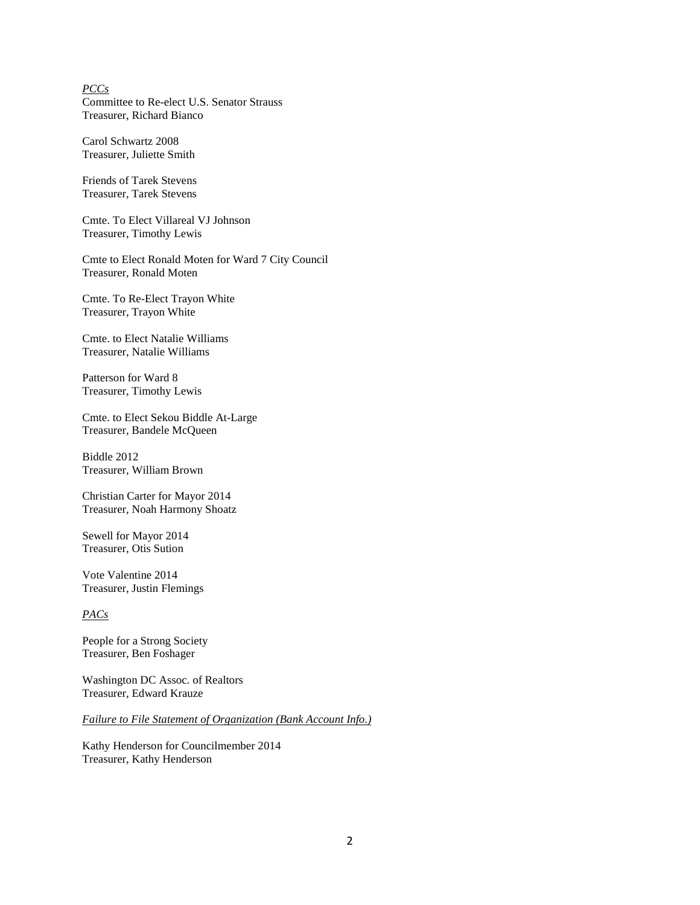*PCCs*

Committee to Re-elect U.S. Senator Strauss
Treasurer, Richard Bianco

Carol Schwartz 2008
Treasurer, Juliette Smith

Friends of Tarek Stevens
Treasurer, Tarek Stevens

Cmte. To Elect Villareal VJ Johnson
Treasurer, Timothy Lewis

Cmte to Elect Ronald Moten for Ward 7 City Council
Treasurer, Ronald Moten

Cmte. To Re-Elect Trayon White
Treasurer, Trayon White

Cmte. to Elect Natalie Williams
Treasurer, Natalie Williams

Patterson for Ward 8
Treasurer, Timothy Lewis

Cmte. to Elect Sekou Biddle At-Large
Treasurer, Bandele McQueen

Biddle 2012
Treasurer, William Brown

Christian Carter for Mayor 2014
Treasurer, Noah Harmony Shoatz

Sewell for Mayor 2014
Treasurer, Otis Sution

Vote Valentine 2014
Treasurer, Justin Flemings

*PACs*

People for a Strong Society
Treasurer, Ben Foshager

Washington DC Assoc. of Realtors
Treasurer, Edward Krauze

*Failure to File Statement of Organization (Bank Account Info.)*

Kathy Henderson for Councilmember 2014
Treasurer, Kathy Henderson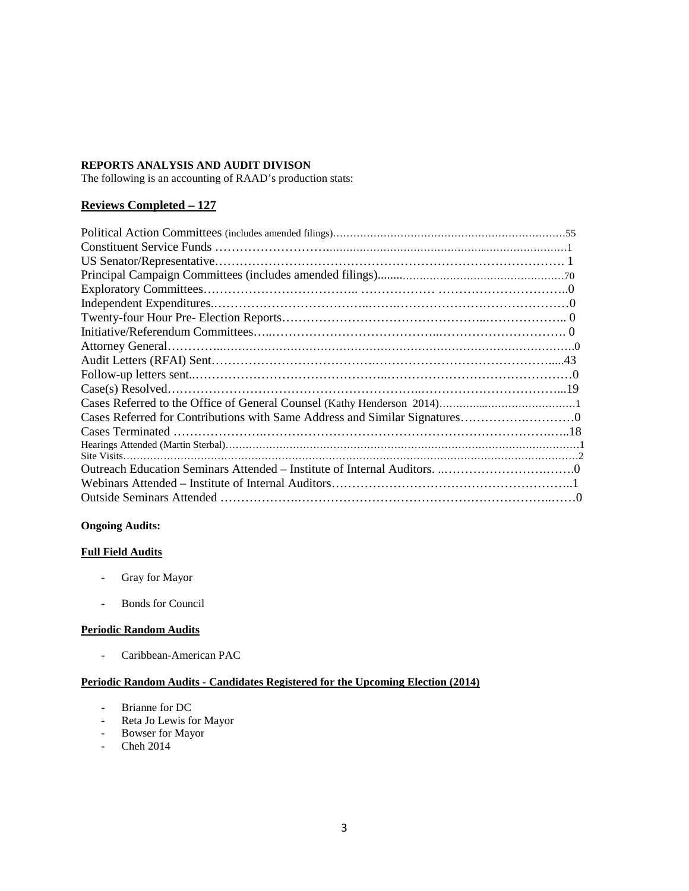**REPORTS ANALYSIS AND AUDIT DIVISON**

The following is an accounting of RAAD's production stats:

## Reviews Completed – 127

| | |
|---|---|
| Political Action Committees (includes amended filings) | 55 |
| Constituent Service Funds | 1 |
| US Senator/Representative | 1 |
| Principal Campaign Committees (includes amended filings) | 70 |
| Exploratory Committees | 0 |
| Independent Expenditures | 0 |
| Twenty-four Hour Pre- Election Reports | 0 |
| Initiative/Referendum Committees | 0 |
| Attorney General | 0 |
| Audit Letters (RFAI) Sent | 43 |
| Follow-up letters sent | 0 |
| Case(s) Resolved | 19 |
| Cases Referred to the Office of General Counsel (Kathy Henderson 2014) | 1 |
| Cases Referred for Contributions with Same Address and Similar Signatures | 0 |
| Cases Terminated | 18 |
| Hearings Attended (Martin Sterbal) | 1 |
| Site Visits | 2 |
| Outreach Education Seminars Attended – Institute of Internal Auditors. | 0 |
| Webinars Attended – Institute of Internal Auditors | 1 |
| Outside Seminars Attended | 0 |

**Ongoing Audits:**

**Full Field Audits**

- Gray for Mayor
- Bonds for Council

**Periodic Random Audits**

- Caribbean-American PAC

**Periodic Random Audits - Candidates Registered for the Upcoming Election (2014)**

- Brianne for DC
- Reta Jo Lewis for Mayor
- Bowser for Mayor
- Cheh 2014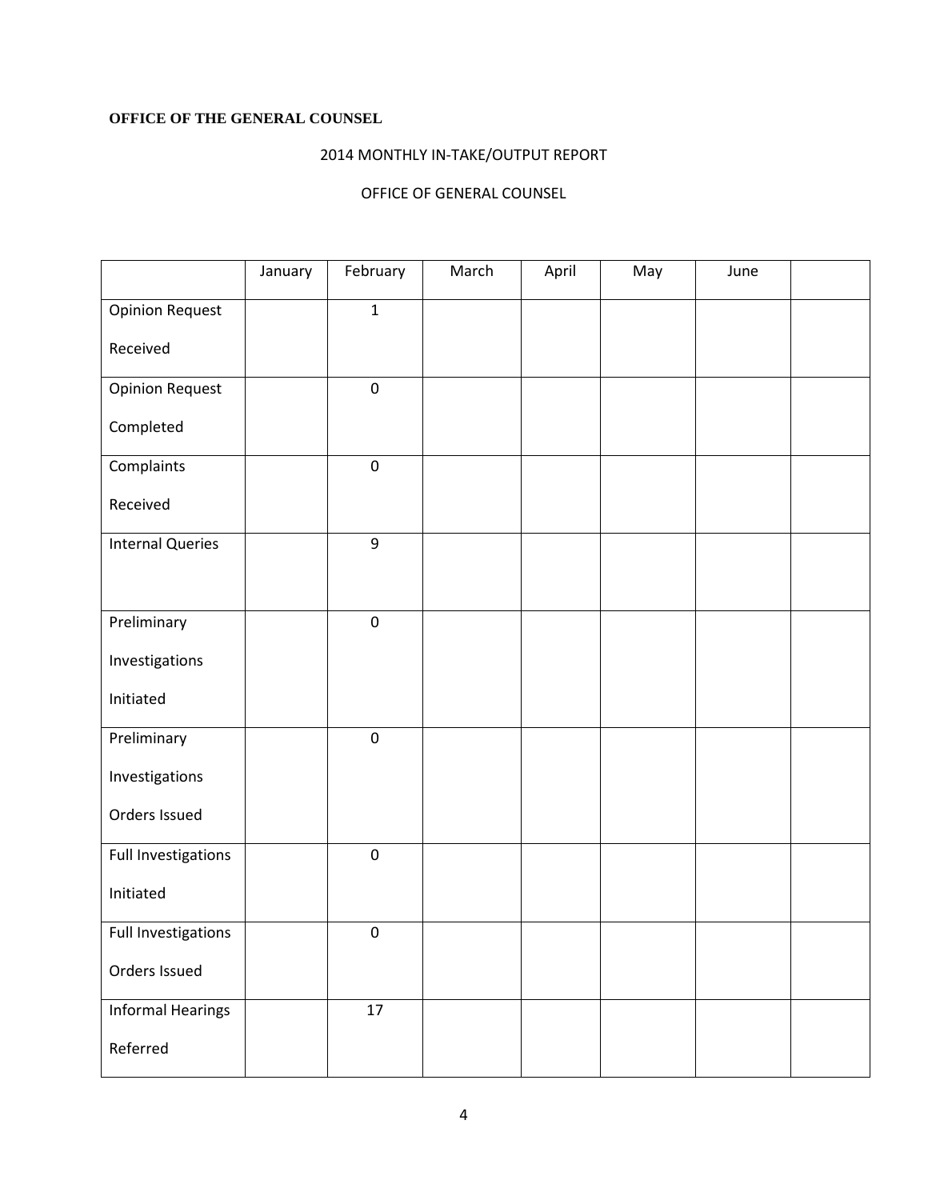**OFFICE OF THE GENERAL COUNSEL**

2014 MONTHLY IN-TAKE/OUTPUT REPORT

OFFICE OF GENERAL COUNSEL

| | January | February | March | April | May | June | |
|---|---|---|---|---|---|---|---|
| Opinion Request Received | | 1 | | | | | |
| Opinion Request Completed | | 0 | | | | | |
| Complaints Received | | 0 | | | | | |
| Internal Queries | | 9 | | | | | |
| Preliminary Investigations Initiated | | 0 | | | | | |
| Preliminary Investigations Orders Issued | | 0 | | | | | |
| Full Investigations Initiated | | 0 | | | | | |
| Full Investigations Orders Issued | | 0 | | | | | |
| Informal Hearings Referred | | 17 | | | | | |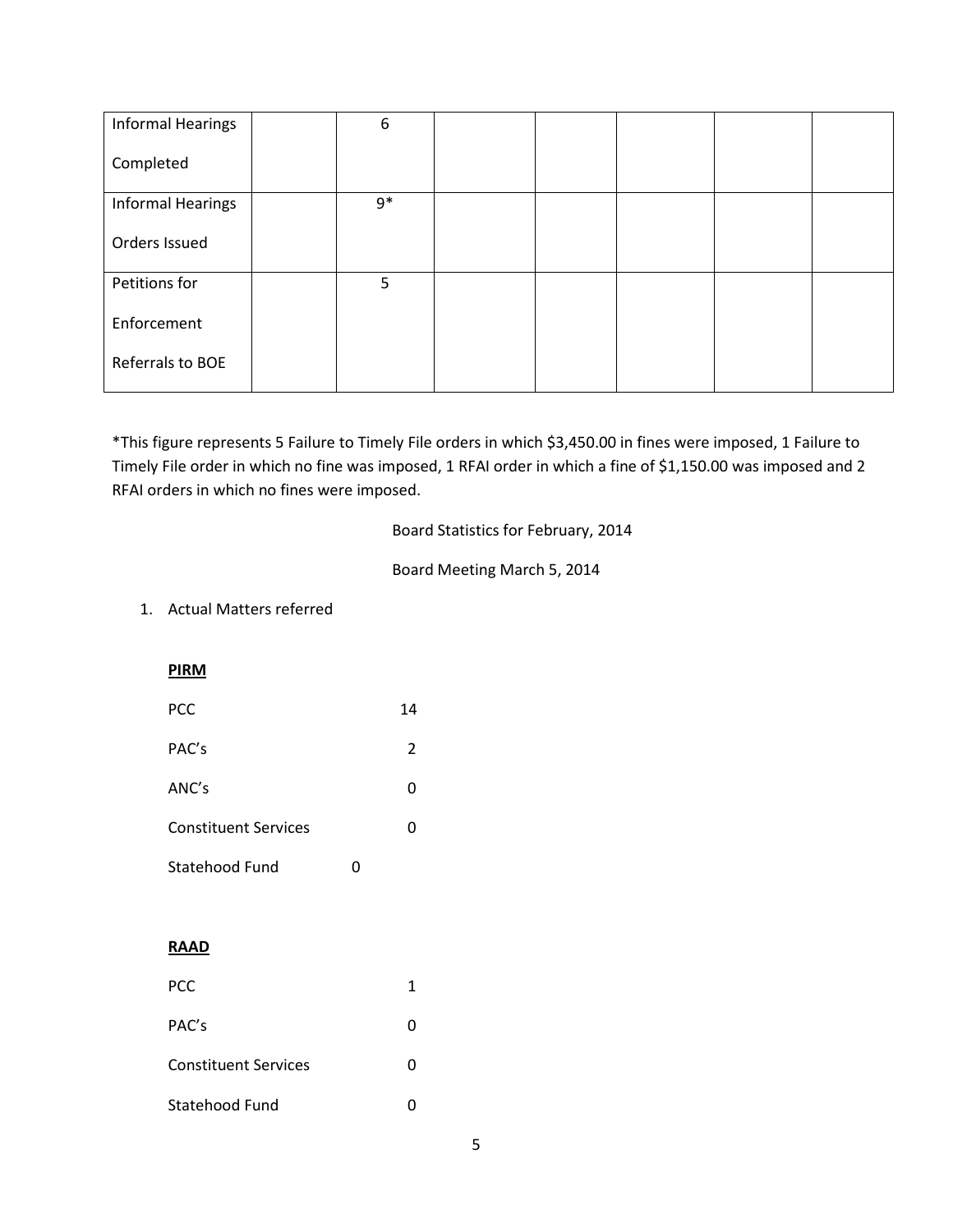| Informal Hearings Completed | | 6 | | | | | |
|---|---|---|---|---|---|---|---|
| Informal Hearings Orders Issued | | 9* | | | | | |
| Petitions for Enforcement Referrals to BOE | | 5 | | | | | |

*This figure represents 5 Failure to Timely File orders in which $3,450.00 in fines were imposed, 1 Failure to Timely File order in which no fine was imposed, 1 RFAI order in which a fine of $1,150.00 was imposed and 2 RFAI orders in which no fines were imposed.

Board Statistics for February, 2014

Board Meeting March 5, 2014

1. Actual Matters referred

**PIRM**

| | |
|---|---|
| PCC | 14 |
| PAC's | 2 |
| ANC's | 0 |
| Constituent Services | 0 |
| Statehood Fund | 0 |

**RAAD**

| | |
|---|---|
| PCC | 1 |
| PAC's | 0 |
| Constituent Services | 0 |
| Statehood Fund | 0 |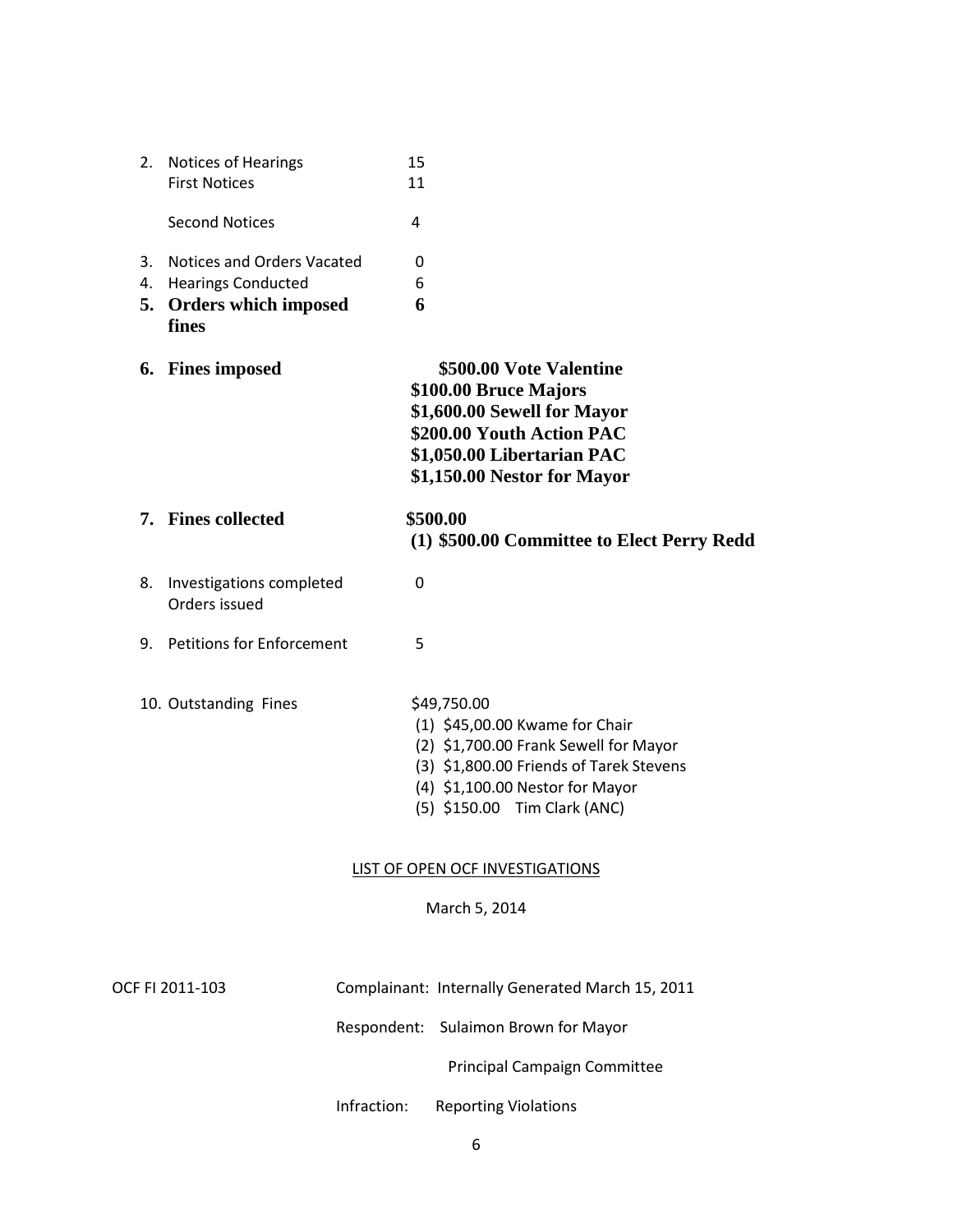2. Notices of Hearings 15
   First Notices 11

   Second Notices 4

3. Notices and Orders Vacated 0
4. Hearings Conducted 6
5. **Orders which imposed fines** **6**

6. **Fines imposed**
   **$500.00 Vote Valentine**
   **$100.00 Bruce Majors**
   **$1,600.00 Sewell for Mayor**
   **$200.00 Youth Action PAC**
   **$1,050.00 Libertarian PAC**
   **$1,150.00 Nestor for Mayor**

7. **Fines collected** **$500.00**
   **(1) $500.00 Committee to Elect Perry Redd**

8. Investigations completed 0
   Orders issued

9. Petitions for Enforcement 5

10. Outstanding Fines $49,750.00
    (1) $45,00.00 Kwame for Chair
    (2) $1,700.00 Frank Sewell for Mayor
    (3) $1,800.00 Friends of Tarek Stevens
    (4) $1,100.00 Nestor for Mayor
    (5) $150.00 Tim Clark (ANC)

LIST OF OPEN OCF INVESTIGATIONS

March 5, 2014

OCF FI 2011-103

Complainant: Internally Generated March 15, 2011

Respondent: Sulaimon Brown for Mayor

Principal Campaign Committee

Infraction: Reporting Violations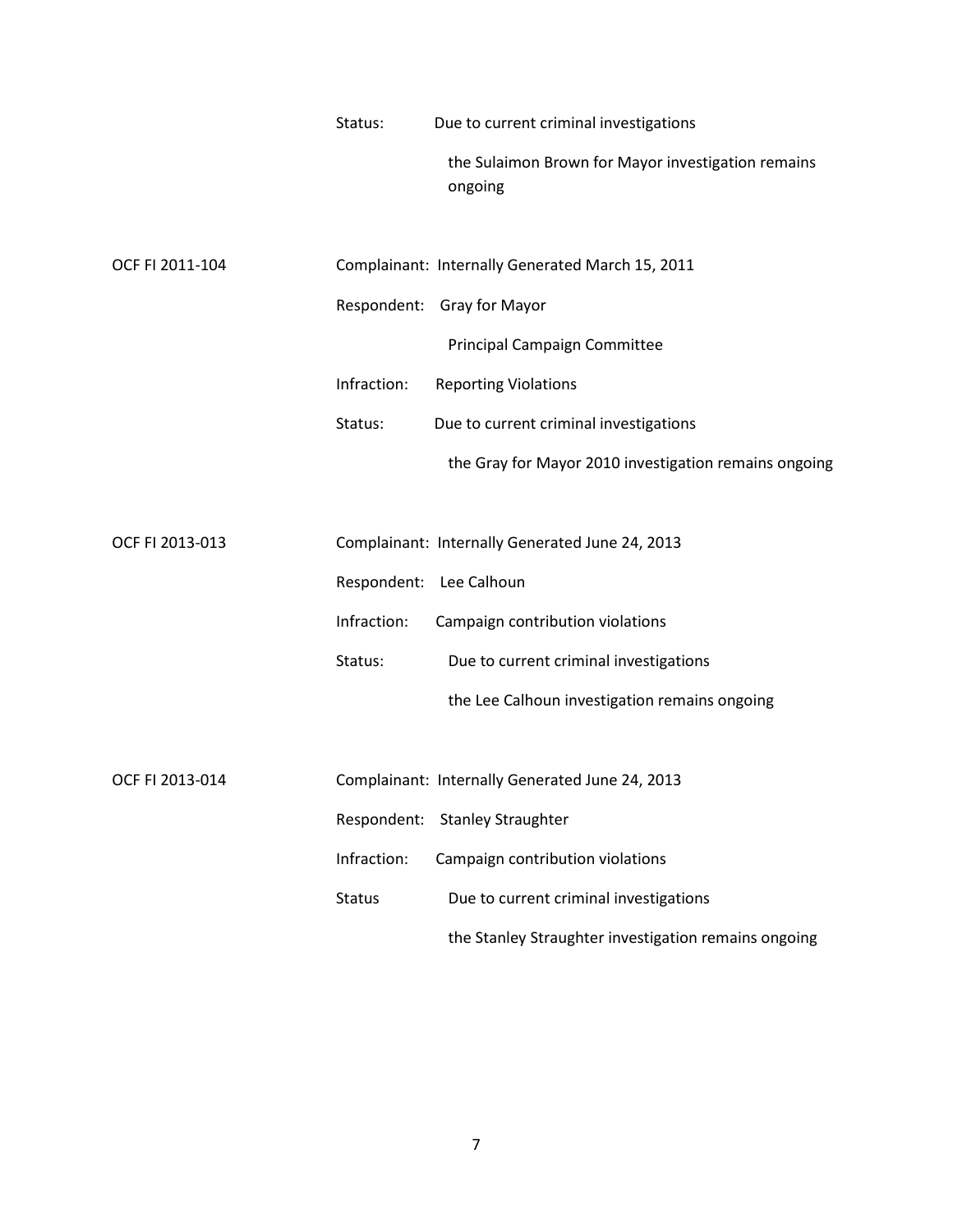Status: Due to current criminal investigations the Sulaimon Brown for Mayor investigation remains ongoing

OCF FI 2011-104

Complainant: Internally Generated March 15, 2011

Respondent: Gray for Mayor Principal Campaign Committee

Infraction: Reporting Violations

Status: Due to current criminal investigations the Gray for Mayor 2010 investigation remains ongoing

OCF FI 2013-013

Complainant: Internally Generated June 24, 2013

Respondent: Lee Calhoun

Infraction: Campaign contribution violations

Status: Due to current criminal investigations the Lee Calhoun investigation remains ongoing

OCF FI 2013-014

Complainant: Internally Generated June 24, 2013

Respondent: Stanley Straughter

Infraction: Campaign contribution violations

Status Due to current criminal investigations the Stanley Straughter investigation remains ongoing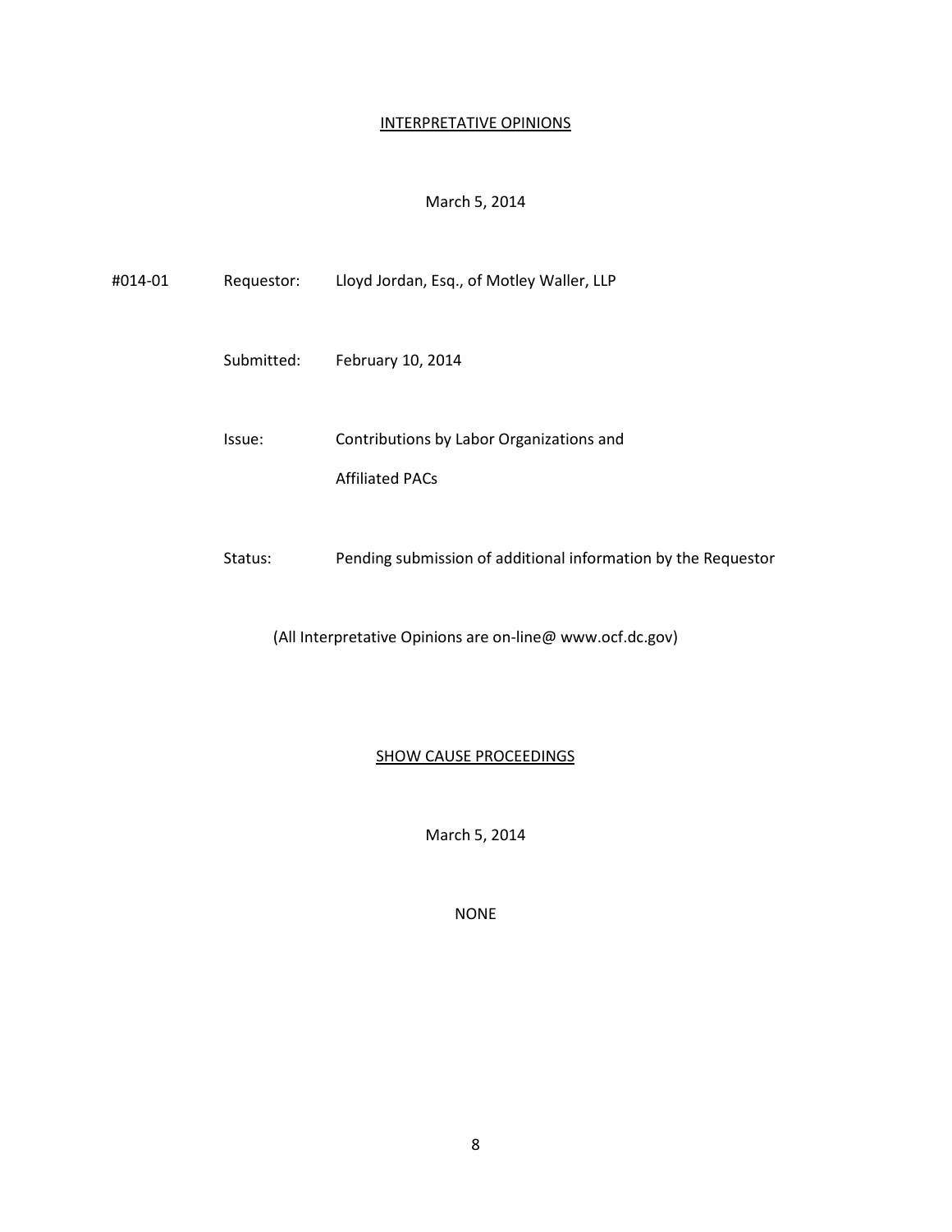## INTERPRETATIVE OPINIONS

March 5, 2014

| | | |
|---|---|---|
| #014-01 | Requestor: | Lloyd Jordan, Esq., of Motley Waller, LLP |
| | Submitted: | February 10, 2014 |
| | Issue: | Contributions by Labor Organizations and Affiliated PACs |
| | Status: | Pending submission of additional information by the Requestor |

(All Interpretative Opinions are on-line@ www.ocf.dc.gov)

## SHOW CAUSE PROCEEDINGS

March 5, 2014

NONE